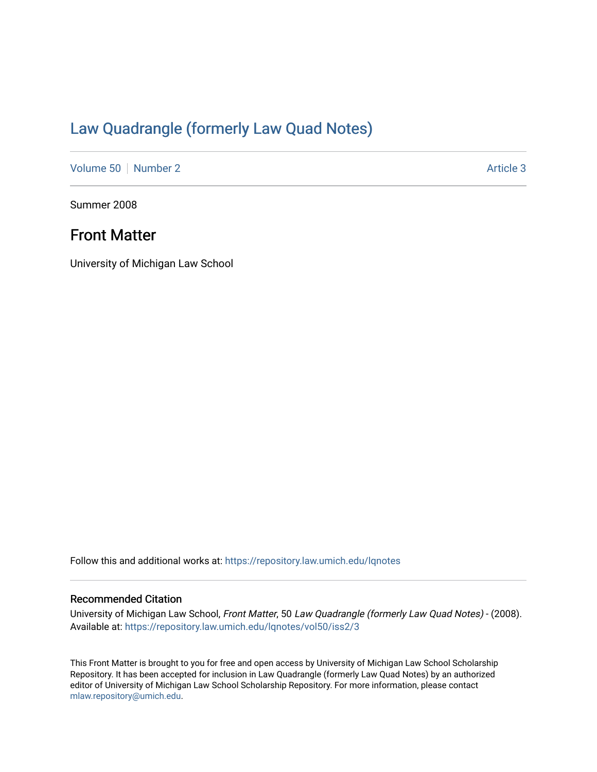# Law Quadrangle (formerly Law Quad Notes)

Volume 50 | Number 2 Article 3

Summer 2008

## Front Matter

University of Michigan Law School

Follow this and additional works at: https://repository.law.umich.edu/lqnotes

### Recommended Citation

University of Michigan Law School, *Front Matter*, 50 *Law Quadrangle (formerly Law Quad Notes)* - (2008). Available at: https://repository.law.umich.edu/lqnotes/vol50/iss2/3

This Front Matter is brought to you for free and open access by University of Michigan Law School Scholarship Repository. It has been accepted for inclusion in Law Quadrangle (formerly Law Quad Notes) by an authorized editor of University of Michigan Law School Scholarship Repository. For more information, please contact mlaw.repository@umich.edu.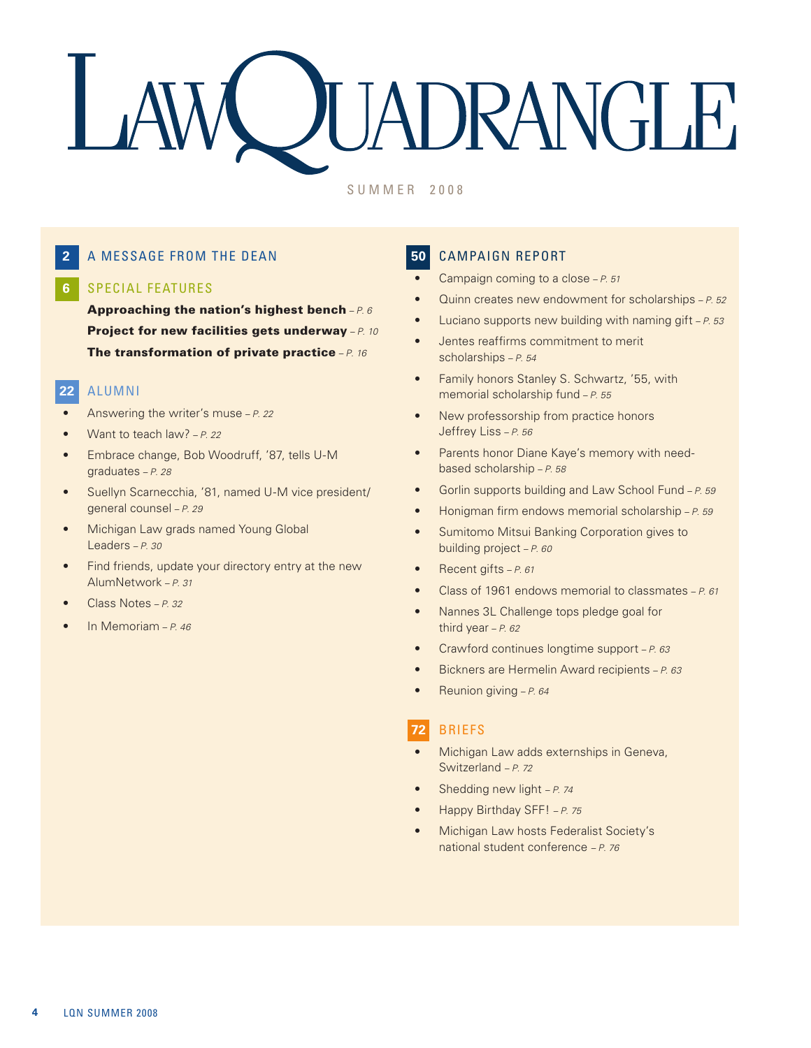# LAW QUADRANGLE

SUMMER 2008

## 2 A MESSAGE FROM THE DEAN

## 6 SPECIAL FEATURES

**Approaching the nation's highest bench** – *P. 6*

**Project for new facilities gets underway** – *P. 10*

**The transformation of private practice** – *P. 16*

## 22 ALUMNI

- Answering the writer's muse – *P. 22*
- Want to teach law? – *P. 22*
- Embrace change, Bob Woodruff, '87, tells U-M graduates – *P. 28*
- Suellyn Scarnecchia, '81, named U-M vice president/general counsel – *P. 29*
- Michigan Law grads named Young Global Leaders – *P. 30*
- Find friends, update your directory entry at the new AlumNetwork – *P. 31*
- Class Notes – *P. 32*
- In Memoriam – *P. 46*

## 50 CAMPAIGN REPORT

- Campaign coming to a close – *P. 51*
- Quinn creates new endowment for scholarships – *P. 52*
- Luciano supports new building with naming gift – *P. 53*
- Jentes reaffirms commitment to merit scholarships – *P. 54*
- Family honors Stanley S. Schwartz, '55, with memorial scholarship fund – *P. 55*
- New professorship from practice honors Jeffrey Liss – *P. 56*
- Parents honor Diane Kaye's memory with need-based scholarship – *P. 58*
- Gorlin supports building and Law School Fund – *P. 59*
- Honigman firm endows memorial scholarship – *P. 59*
- Sumitomo Mitsui Banking Corporation gives to building project – *P. 60*
- Recent gifts – *P. 61*
- Class of 1961 endows memorial to classmates – *P. 61*
- Nannes 3L Challenge tops pledge goal for third year – *P. 62*
- Crawford continues longtime support – *P. 63*
- Bickners are Hermelin Award recipients – *P. 63*
- Reunion giving – *P. 64*

## 72 BRIEFS

- Michigan Law adds externships in Geneva, Switzerland – *P. 72*
- Shedding new light – *P. 74*
- Happy Birthday SFF! – *P. 75*
- Michigan Law hosts Federalist Society's national student conference – *P. 76*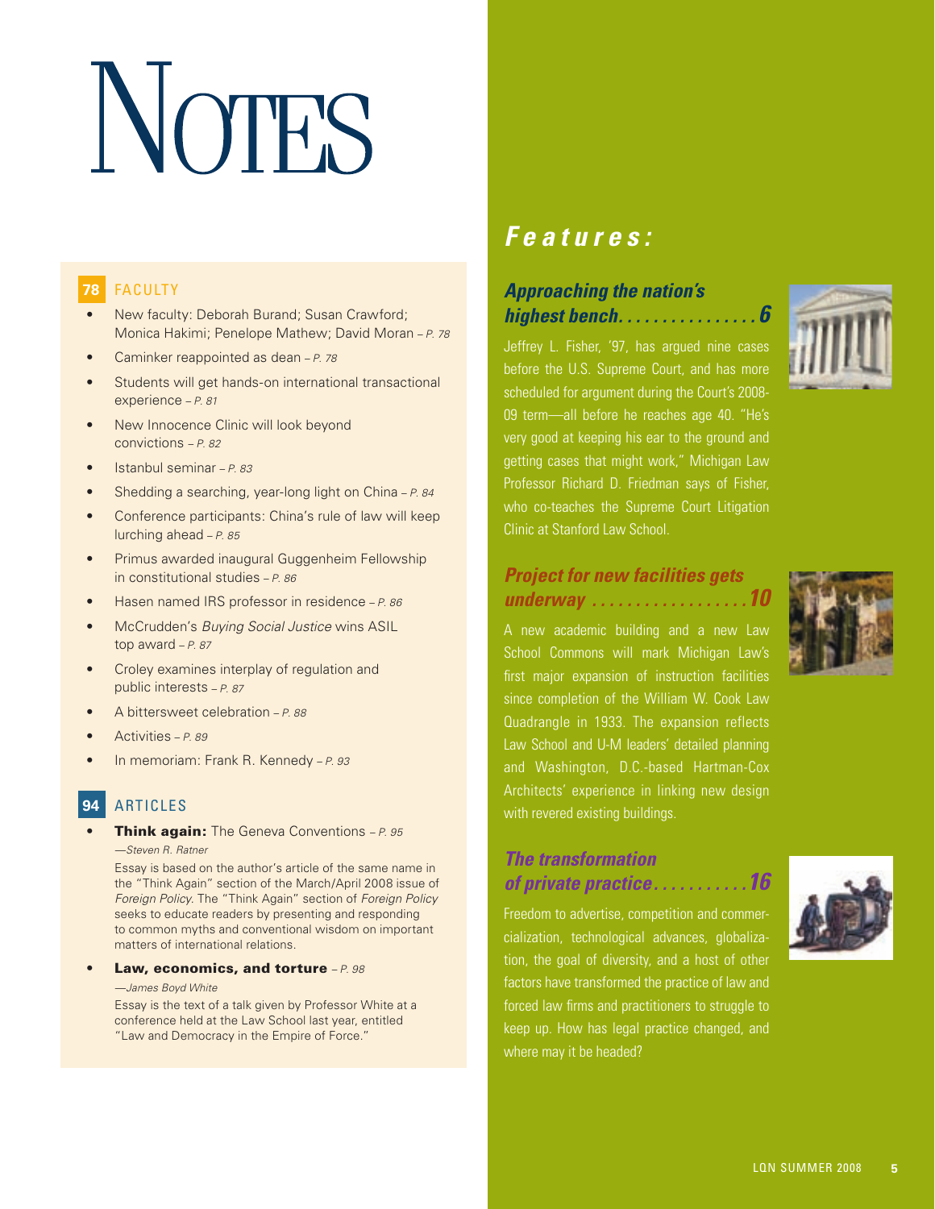# NOTES

## 78 FACULTY

- New faculty: Deborah Burand; Susan Crawford; Monica Hakimi; Penelope Mathew; David Moran – *P. 78*
- Caminker reappointed as dean – *P. 78*
- Students will get hands-on international transactional experience – *P. 81*
- New Innocence Clinic will look beyond convictions – *P. 82*
- Istanbul seminar – *P. 83*
- Shedding a searching, year-long light on China – *P. 84*
- Conference participants: China's rule of law will keep lurching ahead – *P. 85*
- Primus awarded inaugural Guggenheim Fellowship in constitutional studies – *P. 86*
- Hasen named IRS professor in residence – *P. 86*
- McCrudden's *Buying Social Justice* wins ASIL top award – *P. 87*
- Croley examines interplay of regulation and public interests – *P. 87*
- A bittersweet celebration – *P. 88*
- Activities – *P. 89*
- In memoriam: Frank R. Kennedy – *P. 93*

## 94 ARTICLES

- **Think again:** The Geneva Conventions – *P. 95*

  *—Steven R. Ratner*

  Essay is based on the author's article of the same name in the "Think Again" section of the March/April 2008 issue of *Foreign Policy*. The "Think Again" section of *Foreign Policy* seeks to educate readers by presenting and responding to common myths and conventional wisdom on important matters of international relations.

- **Law, economics, and torture** – *P. 98*

  *—James Boyd White*

  Essay is the text of a talk given by Professor White at a conference held at the Law School last year, entitled "Law and Democracy in the Empire of Force."

## *Features:*

### *Approaching the nation's highest bench. . . . . . . . . . . . . . . 6*

Jeffrey L. Fisher, '97, has argued nine cases before the U.S. Supreme Court, and has more scheduled for argument during the Court's 2008-09 term—all before he reaches age 40. "He's very good at keeping his ear to the ground and getting cases that might work," Michigan Law Professor Richard D. Friedman says of Fisher, who co-teaches the Supreme Court Litigation Clinic at Stanford Law School.

### *Project for new facilities gets underway . . . . . . . . . . . . . . . . . 10*

A new academic building and a new Law School Commons will mark Michigan Law's first major expansion of instruction facilities since completion of the William W. Cook Law Quadrangle in 1933. The expansion reflects Law School and U-M leaders' detailed planning and Washington, D.C.-based Hartman-Cox Architects' experience in linking new design with revered existing buildings.

### *The transformation of private practice. . . . . . . . . . . 16*

Freedom to advertise, competition and commercialization, technological advances, globalization, the goal of diversity, and a host of other factors have transformed the practice of law and forced law firms and practitioners to struggle to keep up. How has legal practice changed, and where may it be headed?